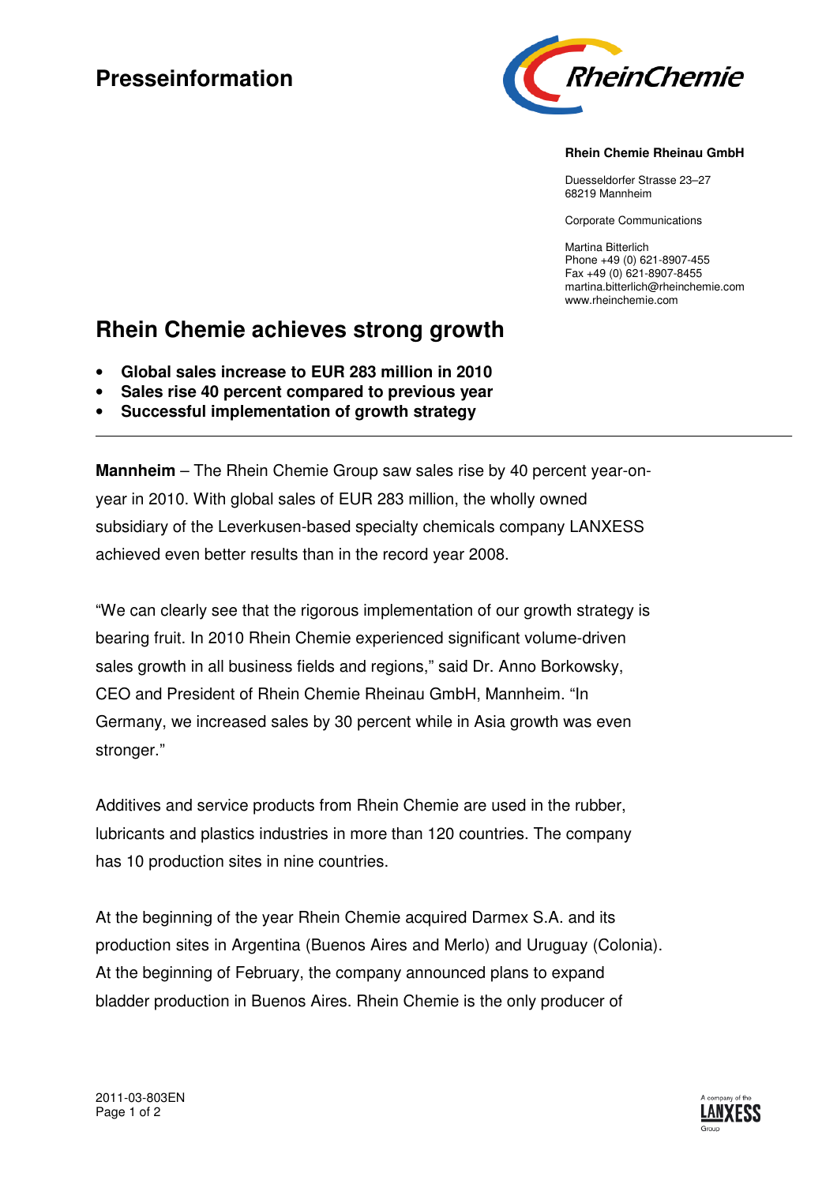# Presseinformation

**Rhein Chemie Rheinau GmbH**

Duesseldorfer Strasse 23–27
68219 Mannheim

Corporate Communications

Martina Bitterlich
Phone +49 (0) 621-8907-455
Fax +49 (0) 621-8907-8455
martina.bitterlich@rheinchemie.com
www.rheinchemie.com

## Rhein Chemie achieves strong growth

- **Global sales increase to EUR 283 million in 2010**
- **Sales rise 40 percent compared to previous year**
- **Successful implementation of growth strategy**

---

**Mannheim** – The Rhein Chemie Group saw sales rise by 40 percent year-on-year in 2010. With global sales of EUR 283 million, the wholly owned subsidiary of the Leverkusen-based specialty chemicals company LANXESS achieved even better results than in the record year 2008.

"We can clearly see that the rigorous implementation of our growth strategy is bearing fruit. In 2010 Rhein Chemie experienced significant volume-driven sales growth in all business fields and regions," said Dr. Anno Borkowsky, CEO and President of Rhein Chemie Rheinau GmbH, Mannheim. "In Germany, we increased sales by 30 percent while in Asia growth was even stronger."

Additives and service products from Rhein Chemie are used in the rubber, lubricants and plastics industries in more than 120 countries. The company has 10 production sites in nine countries.

At the beginning of the year Rhein Chemie acquired Darmex S.A. and its production sites in Argentina (Buenos Aires and Merlo) and Uruguay (Colonia). At the beginning of February, the company announced plans to expand bladder production in Buenos Aires. Rhein Chemie is the only producer of

2011-03-803EN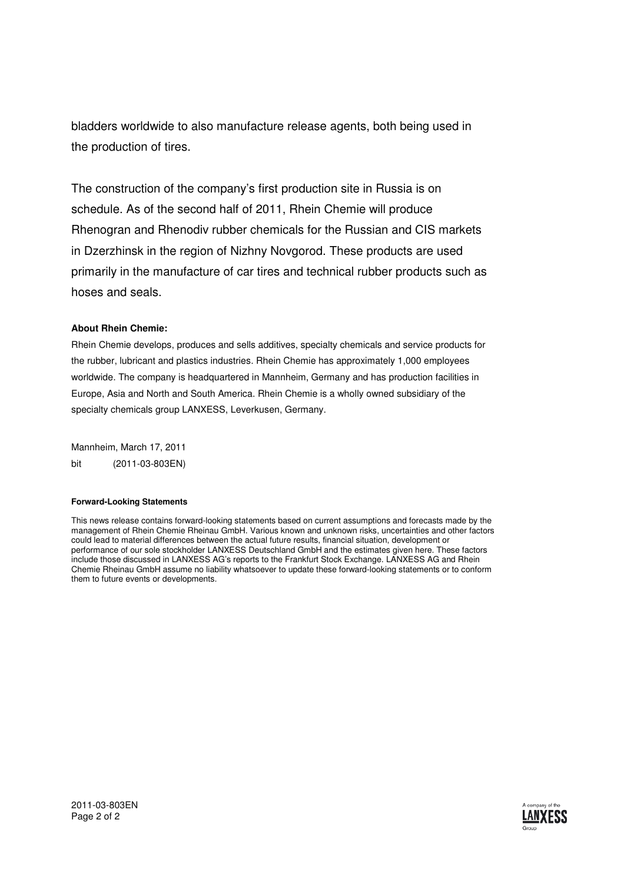bladders worldwide to also manufacture release agents, both being used in the production of tires.

The construction of the company's first production site in Russia is on schedule. As of the second half of 2011, Rhein Chemie will produce Rhenogran and Rhenodiv rubber chemicals for the Russian and CIS markets in Dzerzhinsk in the region of Nizhny Novgorod. These products are used primarily in the manufacture of car tires and technical rubber products such as hoses and seals.

**About Rhein Chemie:**

Rhein Chemie develops, produces and sells additives, specialty chemicals and service products for the rubber, lubricant and plastics industries. Rhein Chemie has approximately 1,000 employees worldwide. The company is headquartered in Mannheim, Germany and has production facilities in Europe, Asia and North and South America. Rhein Chemie is a wholly owned subsidiary of the specialty chemicals group LANXESS, Leverkusen, Germany.

Mannheim, March 17, 2011

bit (2011-03-803EN)

**Forward-Looking Statements**

This news release contains forward-looking statements based on current assumptions and forecasts made by the management of Rhein Chemie Rheinau GmbH. Various known and unknown risks, uncertainties and other factors could lead to material differences between the actual future results, financial situation, development or performance of our sole stockholder LANXESS Deutschland GmbH and the estimates given here. These factors include those discussed in LANXESS AG's reports to the Frankfurt Stock Exchange. LANXESS AG and Rhein Chemie Rheinau GmbH assume no liability whatsoever to update these forward-looking statements or to conform them to future events or developments.